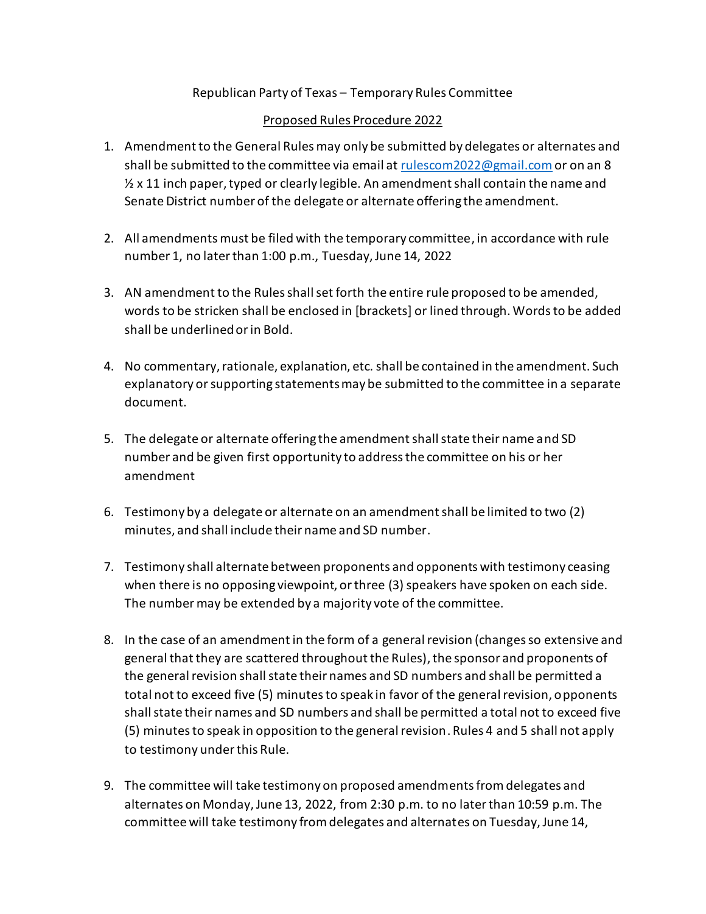Republican Party of Texas – Temporary Rules Committee

Proposed Rules Procedure 2022

1. Amendment to the General Rules may only be submitted by delegates or alternates and shall be submitted to the committee via email at rulescom2022@gmail.com or on an 8 ½ x 11 inch paper, typed or clearly legible. An amendment shall contain the name and Senate District number of the delegate or alternate offering the amendment.

2. All amendments must be filed with the temporary committee, in accordance with rule number 1, no later than 1:00 p.m., Tuesday, June 14, 2022

3. AN amendment to the Rules shall set forth the entire rule proposed to be amended, words to be stricken shall be enclosed in [brackets] or lined through. Words to be added shall be underlined or in Bold.

4. No commentary, rationale, explanation, etc. shall be contained in the amendment. Such explanatory or supporting statements may be submitted to the committee in a separate document.

5. The delegate or alternate offering the amendment shall state their name and SD number and be given first opportunity to address the committee on his or her amendment

6. Testimony by a delegate or alternate on an amendment shall be limited to two (2) minutes, and shall include their name and SD number.

7. Testimony shall alternate between proponents and opponents with testimony ceasing when there is no opposing viewpoint, or three (3) speakers have spoken on each side. The number may be extended by a majority vote of the committee.

8. In the case of an amendment in the form of a general revision (changes so extensive and general that they are scattered throughout the Rules), the sponsor and proponents of the general revision shall state their names and SD numbers and shall be permitted a total not to exceed five (5) minutes to speak in favor of the general revision, opponents shall state their names and SD numbers and shall be permitted a total not to exceed five (5) minutes to speak in opposition to the general revision. Rules 4 and 5 shall not apply to testimony under this Rule.

9. The committee will take testimony on proposed amendments from delegates and alternates on Monday, June 13, 2022, from 2:30 p.m. to no later than 10:59 p.m. The committee will take testimony from delegates and alternates on Tuesday, June 14,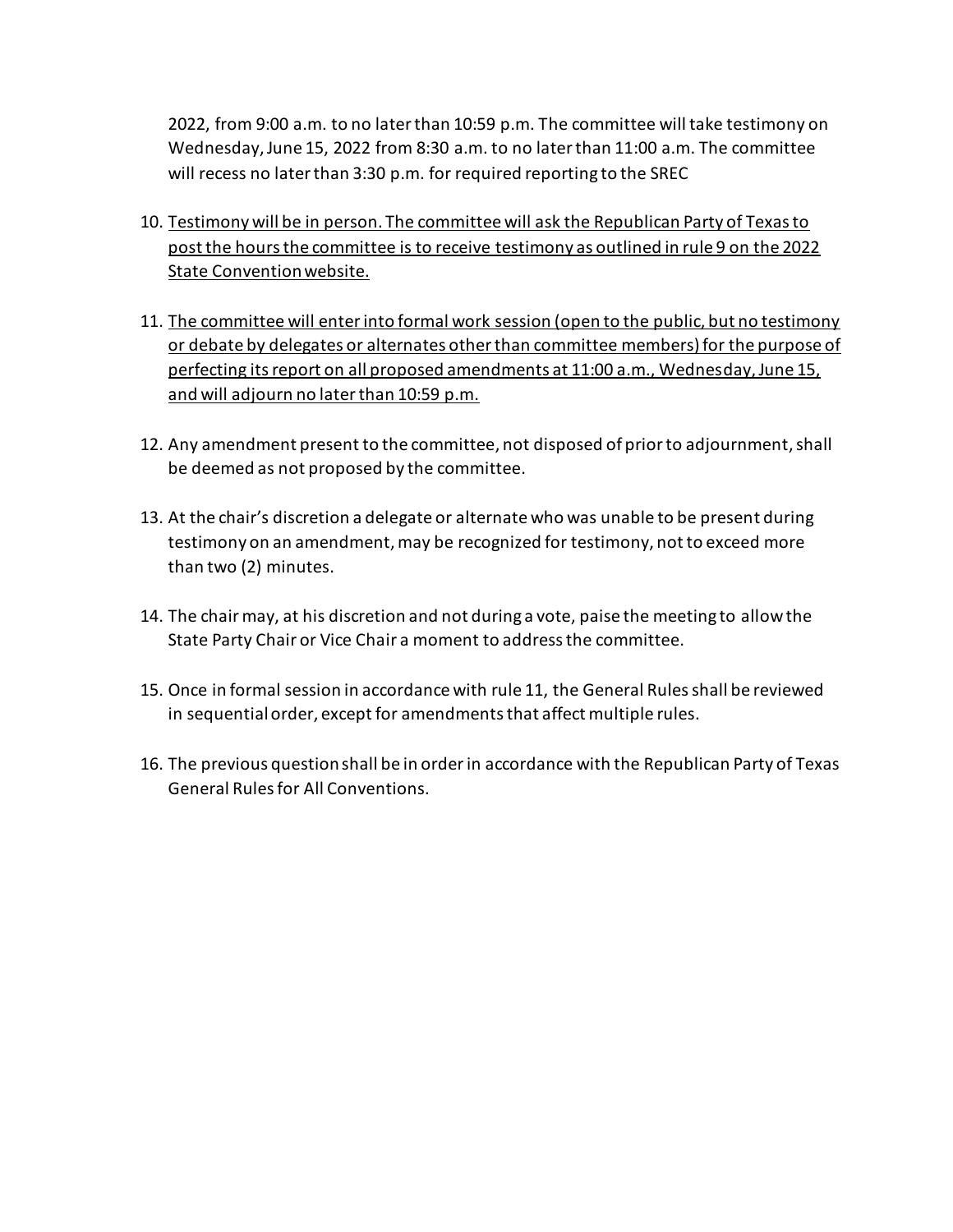2022, from 9:00 a.m. to no later than 10:59 p.m. The committee will take testimony on Wednesday, June 15, 2022 from 8:30 a.m. to no later than 11:00 a.m. The committee will recess no later than 3:30 p.m. for required reporting to the SREC

10. <u>Testimony will be in person. The committee will ask the Republican Party of Texas to post the hours the committee is to receive testimony as outlined in rule 9 on the 2022 State Convention website.</u>

11. <u>The committee will enter into formal work session (open to the public, but no testimony or debate by delegates or alternates other than committee members) for the purpose of perfecting its report on all proposed amendments at 11:00 a.m., Wednesday, June 15, and will adjourn no later than 10:59 p.m.</u>

12. Any amendment present to the committee, not disposed of prior to adjournment, shall be deemed as not proposed by the committee.

13. At the chair's discretion a delegate or alternate who was unable to be present during testimony on an amendment, may be recognized for testimony, not to exceed more than two (2) minutes.

14. The chair may, at his discretion and not during a vote, paise the meeting to allow the State Party Chair or Vice Chair a moment to address the committee.

15. Once in formal session in accordance with rule 11, the General Rules shall be reviewed in sequential order, except for amendments that affect multiple rules.

16. The previous question shall be in order in accordance with the Republican Party of Texas General Rules for All Conventions.